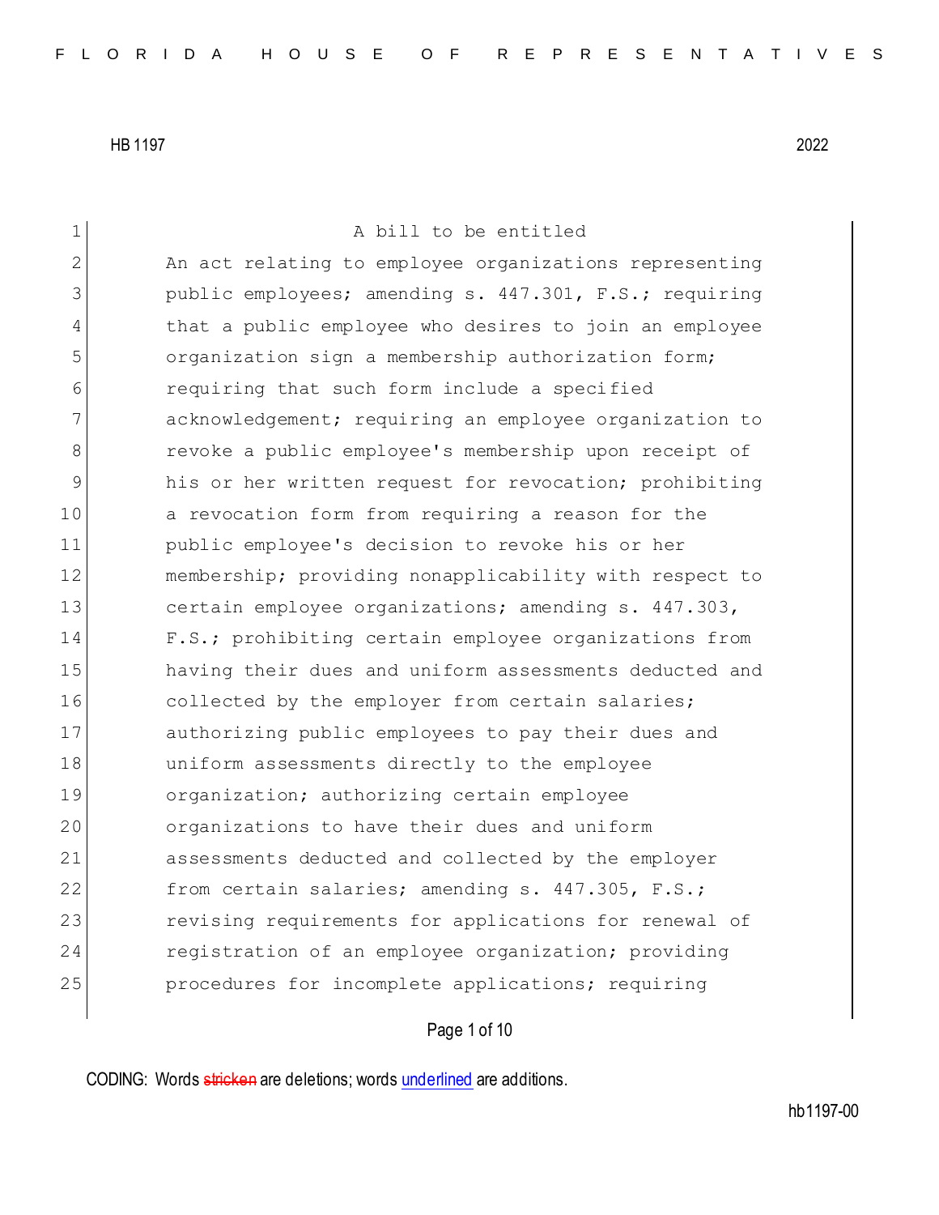HB 1197 2022

A bill to be entitled

An act relating to employee organizations representing public employees; amending s. 447.301, F.S.; requiring that a public employee who desires to join an employee organization sign a membership authorization form; requiring that such form include a specified acknowledgement; requiring an employee organization to revoke a public employee's membership upon receipt of his or her written request for revocation; prohibiting a revocation form from requiring a reason for the public employee's decision to revoke his or her membership; providing nonapplicability with respect to certain employee organizations; amending s. 447.303, F.S.; prohibiting certain employee organizations from having their dues and uniform assessments deducted and collected by the employer from certain salaries; authorizing public employees to pay their dues and uniform assessments directly to the employee organization; authorizing certain employee organizations to have their dues and uniform assessments deducted and collected by the employer from certain salaries; amending s. 447.305, F.S.; revising requirements for applications for renewal of registration of an employee organization; providing procedures for incomplete applications; requiring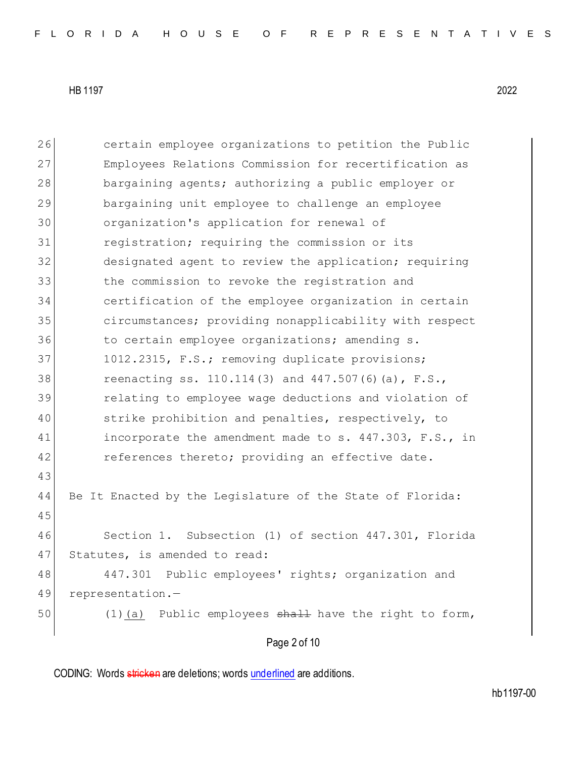certain employee organizations to petition the Public Employees Relations Commission for recertification as bargaining agents; authorizing a public employer or bargaining unit employee to challenge an employee organization's application for renewal of registration; requiring the commission or its designated agent to review the application; requiring the commission to revoke the registration and certification of the employee organization in certain circumstances; providing nonapplicability with respect to certain employee organizations; amending s. 1012.2315, F.S.; removing duplicate provisions; reenacting ss. 110.114(3) and 447.507(6)(a), F.S., relating to employee wage deductions and violation of strike prohibition and penalties, respectively, to incorporate the amendment made to s. 447.303, F.S., in references thereto; providing an effective date.

Be It Enacted by the Legislature of the State of Florida:

Section 1. Subsection (1) of section 447.301, Florida Statutes, is amended to read:

447.301 Public employees' rights; organization and representation.—

(1)(a) Public employees ~~shall~~ have the right to form,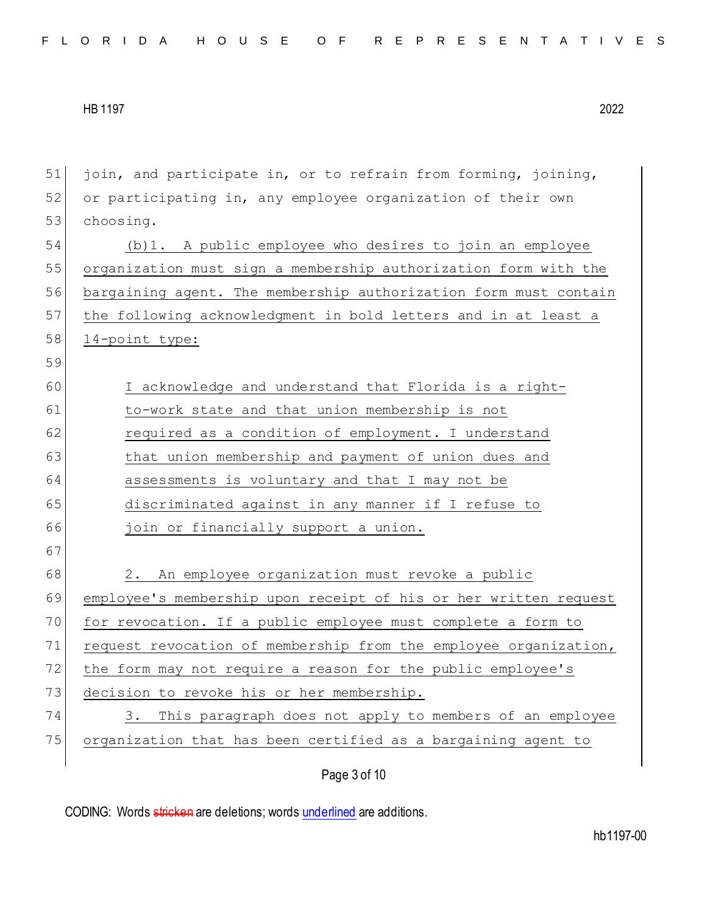join, and participate in, or to refrain from forming, joining, or participating in, any employee organization of their own choosing.

(b)1. A public employee who desires to join an employee organization must sign a membership authorization form with the bargaining agent. The membership authorization form must contain the following acknowledgment in bold letters and in at least a 14-point type:

> I acknowledge and understand that Florida is a right-to-work state and that union membership is not required as a condition of employment. I understand that union membership and payment of union dues and assessments is voluntary and that I may not be discriminated against in any manner if I refuse to join or financially support a union.

2. An employee organization must revoke a public employee's membership upon receipt of his or her written request for revocation. If a public employee must complete a form to request revocation of membership from the employee organization, the form may not require a reason for the public employee's decision to revoke his or her membership.

3. This paragraph does not apply to members of an employee organization that has been certified as a bargaining agent to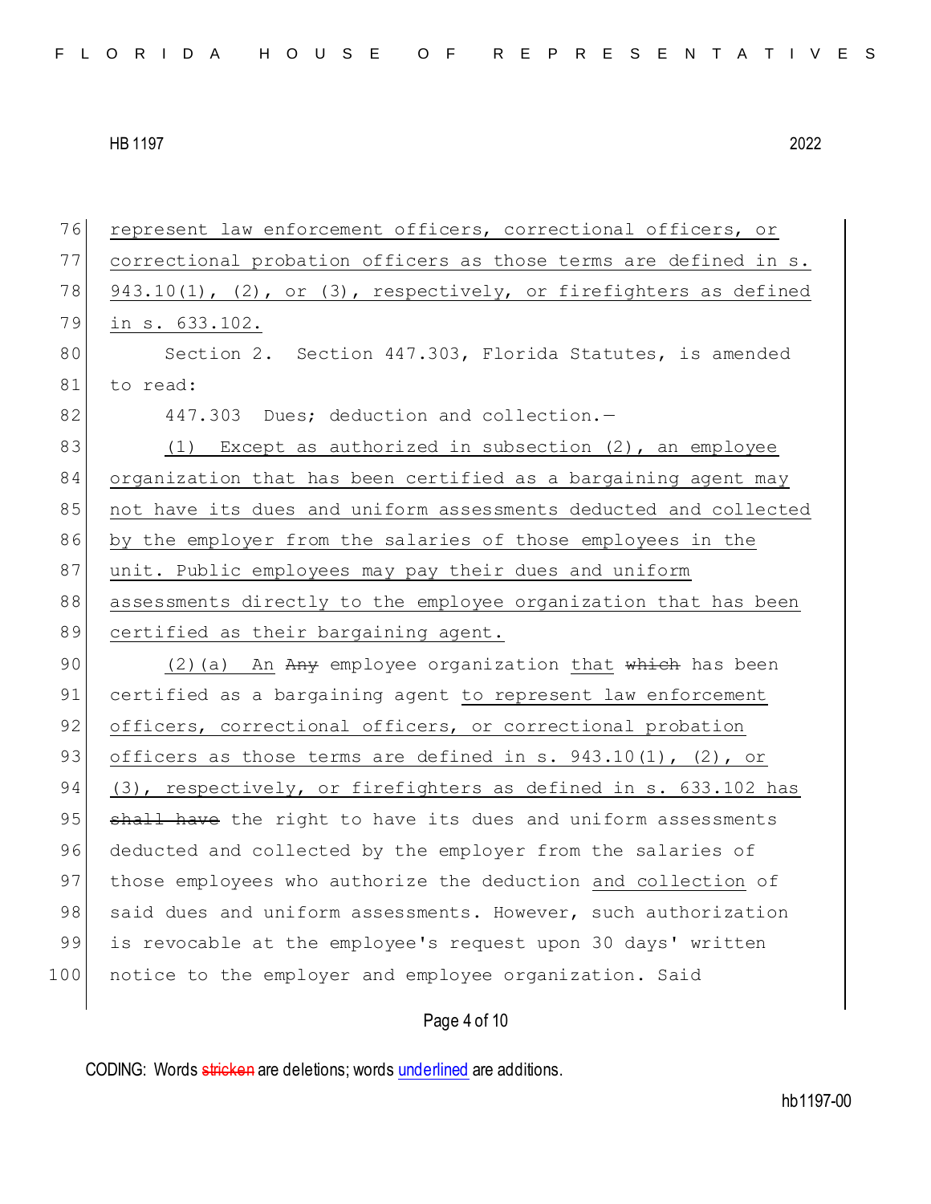represent law enforcement officers, correctional officers, or correctional probation officers as those terms are defined in s. 943.10(1), (2), or (3), respectively, or firefighters as defined in s. 633.102.

Section 2. Section 447.303, Florida Statutes, is amended to read:

447.303 Dues; deduction and collection.—

(1) Except as authorized in subsection (2), an employee organization that has been certified as a bargaining agent may not have its dues and uniform assessments deducted and collected by the employer from the salaries of those employees in the unit. Public employees may pay their dues and uniform assessments directly to the employee organization that has been certified as their bargaining agent.

(2)(a) An ~~Any~~ employee organization that ~~which~~ has been certified as a bargaining agent to represent law enforcement officers, correctional officers, or correctional probation officers as those terms are defined in s. 943.10(1), (2), or (3), respectively, or firefighters as defined in s. 633.102 has ~~shall have~~ the right to have its dues and uniform assessments deducted and collected by the employer from the salaries of those employees who authorize the deduction and collection of said dues and uniform assessments. However, such authorization is revocable at the employee's request upon 30 days' written notice to the employer and employee organization. Said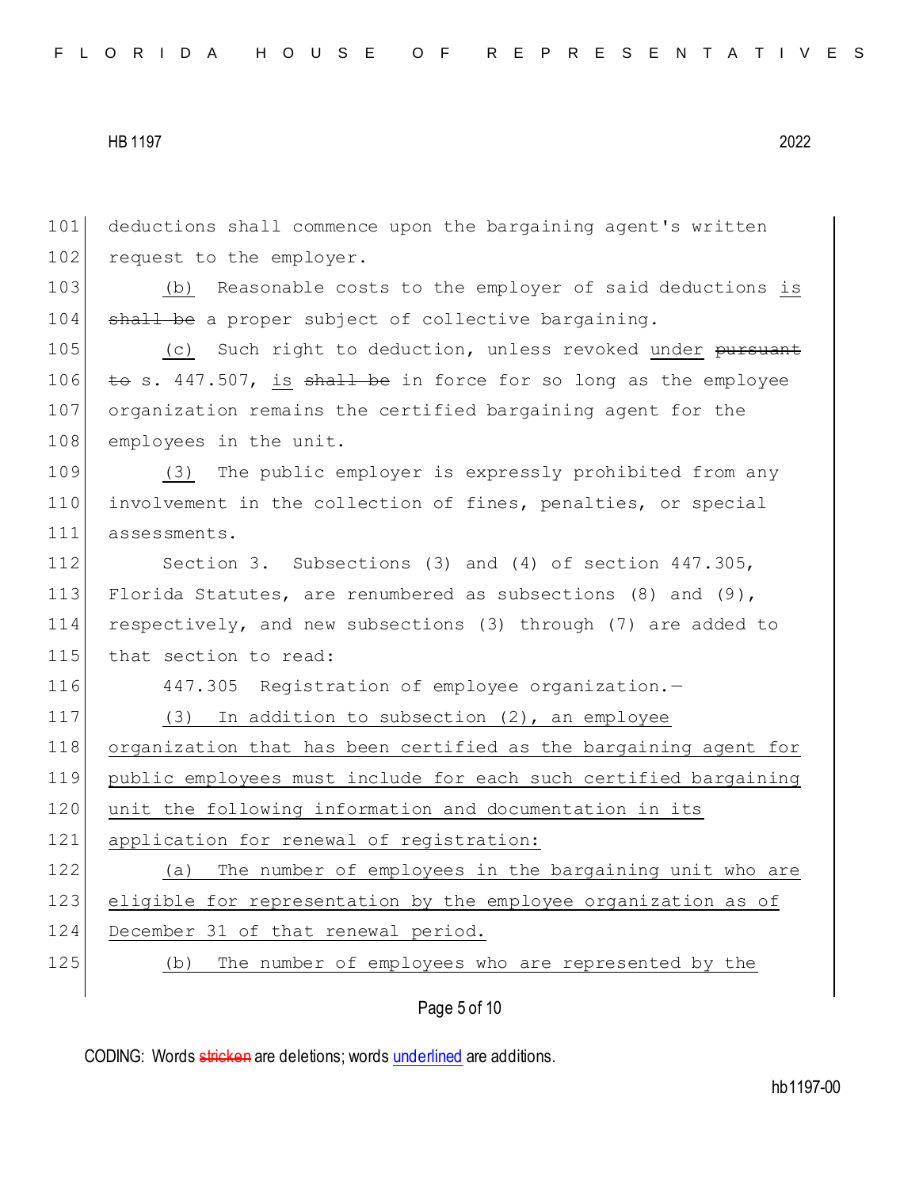deductions shall commence upon the bargaining agent's written request to the employer.

(b) Reasonable costs to the employer of said deductions is ~~shall be~~ a proper subject of collective bargaining.

(c) Such right to deduction, unless revoked under ~~pursuant to~~ s. 447.507, is ~~shall be~~ in force for so long as the employee organization remains the certified bargaining agent for the employees in the unit.

(3) The public employer is expressly prohibited from any involvement in the collection of fines, penalties, or special assessments.

Section 3. Subsections (3) and (4) of section 447.305, Florida Statutes, are renumbered as subsections (8) and (9), respectively, and new subsections (3) through (7) are added to that section to read:

447.305 Registration of employee organization.—

(3) In addition to subsection (2), an employee organization that has been certified as the bargaining agent for public employees must include for each such certified bargaining unit the following information and documentation in its application for renewal of registration:

(a) The number of employees in the bargaining unit who are eligible for representation by the employee organization as of December 31 of that renewal period.

(b) The number of employees who are represented by the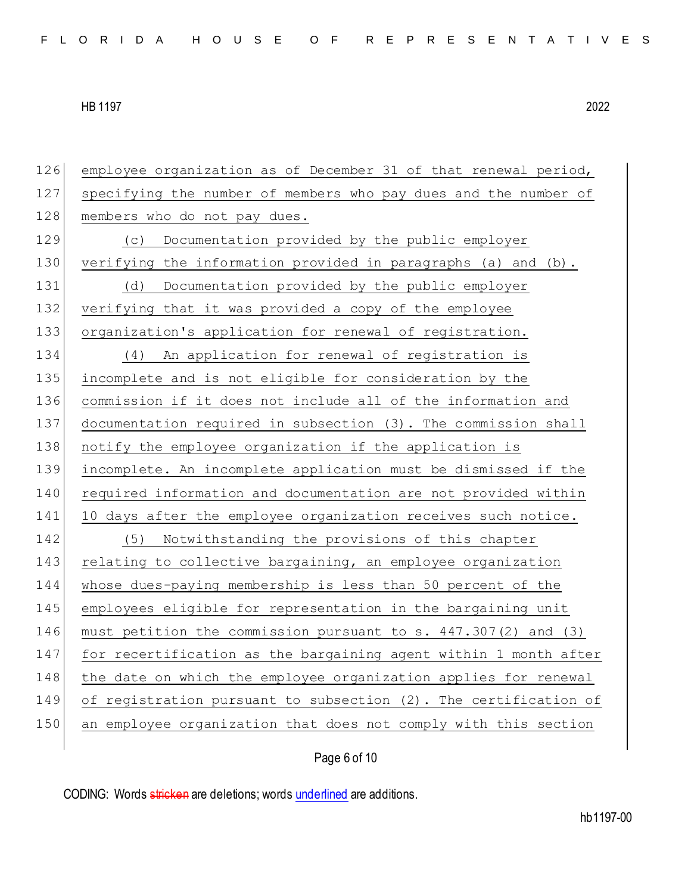employee organization as of December 31 of that renewal period, specifying the number of members who pay dues and the number of members who do not pay dues.

(c) Documentation provided by the public employer verifying the information provided in paragraphs (a) and (b).

(d) Documentation provided by the public employer verifying that it was provided a copy of the employee organization's application for renewal of registration.

(4) An application for renewal of registration is incomplete and is not eligible for consideration by the commission if it does not include all of the information and documentation required in subsection (3). The commission shall notify the employee organization if the application is incomplete. An incomplete application must be dismissed if the required information and documentation are not provided within 10 days after the employee organization receives such notice.

(5) Notwithstanding the provisions of this chapter relating to collective bargaining, an employee organization whose dues-paying membership is less than 50 percent of the employees eligible for representation in the bargaining unit must petition the commission pursuant to s. 447.307(2) and (3) for recertification as the bargaining agent within 1 month after the date on which the employee organization applies for renewal of registration pursuant to subsection (2). The certification of an employee organization that does not comply with this section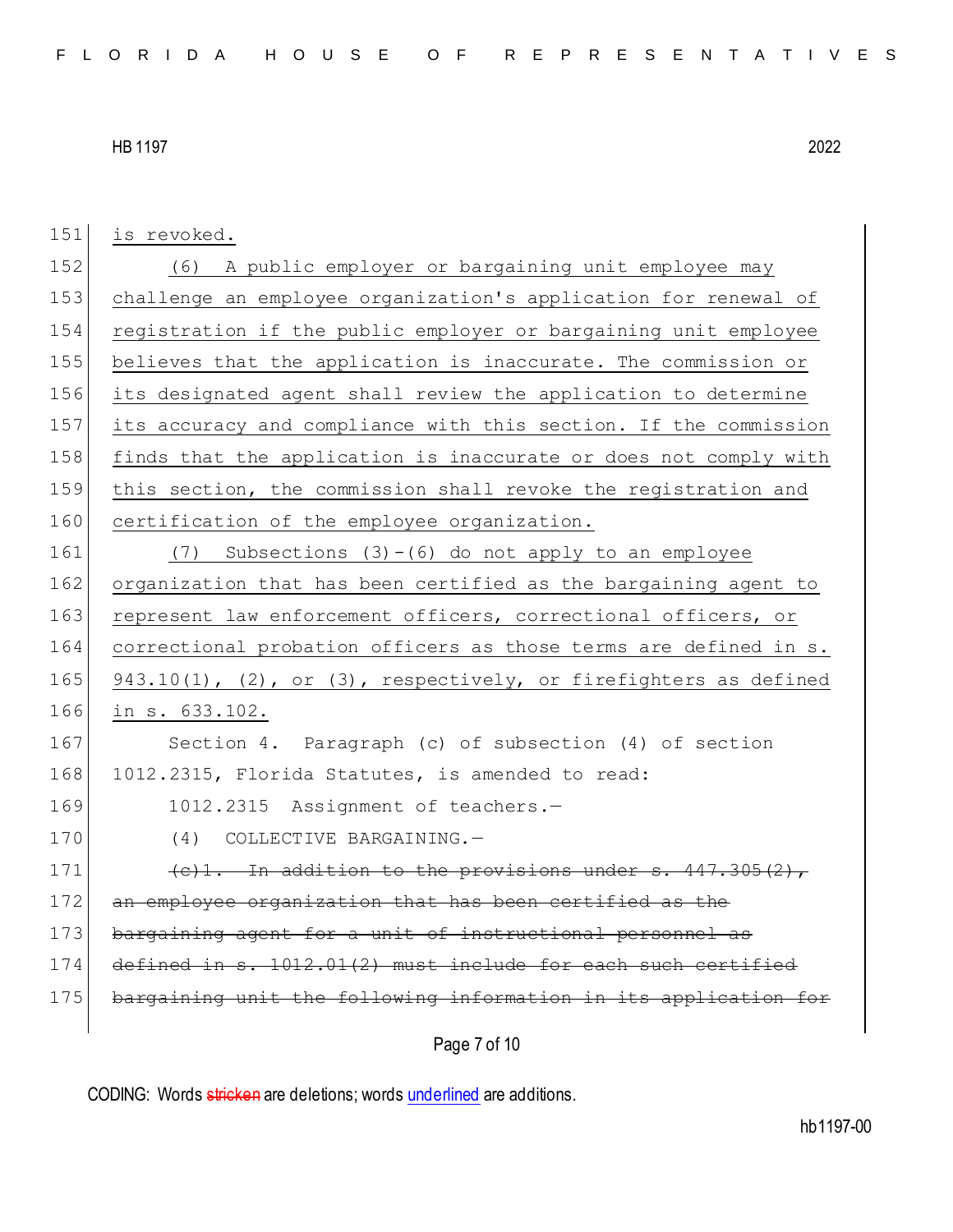is revoked.

(6) A public employer or bargaining unit employee may challenge an employee organization's application for renewal of registration if the public employer or bargaining unit employee believes that the application is inaccurate. The commission or its designated agent shall review the application to determine its accuracy and compliance with this section. If the commission finds that the application is inaccurate or does not comply with this section, the commission shall revoke the registration and certification of the employee organization.

(7) Subsections (3)-(6) do not apply to an employee organization that has been certified as the bargaining agent to represent law enforcement officers, correctional officers, or correctional probation officers as those terms are defined in s. 943.10(1), (2), or (3), respectively, or firefighters as defined in s. 633.102.

Section 4. Paragraph (c) of subsection (4) of section 1012.2315, Florida Statutes, is amended to read:

1012.2315 Assignment of teachers.—

(4) COLLECTIVE BARGAINING.—

~~(c)1. In addition to the provisions under s. 447.305(2), an employee organization that has been certified as the bargaining agent for a unit of instructional personnel as defined in s. 1012.01(2) must include for each such certified bargaining unit the following information in its application for~~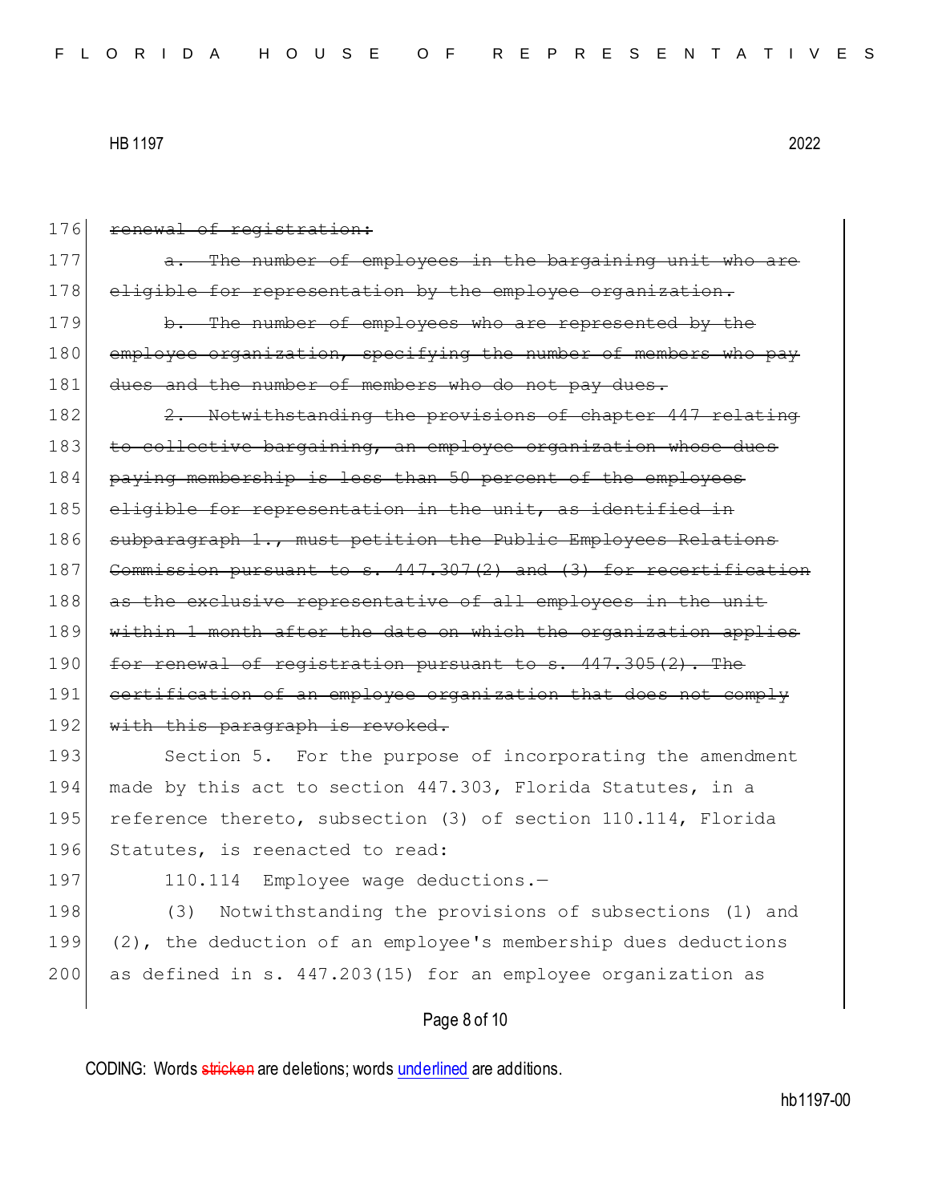~~renewal of registration:~~

~~a. The number of employees in the bargaining unit who are eligible for representation by the employee organization.~~

~~b. The number of employees who are represented by the employee organization, specifying the number of members who pay dues and the number of members who do not pay dues.~~

~~2. Notwithstanding the provisions of chapter 447 relating to collective bargaining, an employee organization whose dues paying membership is less than 50 percent of the employees eligible for representation in the unit, as identified in subparagraph 1., must petition the Public Employees Relations Commission pursuant to s. 447.307(2) and (3) for recertification as the exclusive representative of all employees in the unit within 1 month after the date on which the organization applies for renewal of registration pursuant to s. 447.305(2). The certification of an employee organization that does not comply with this paragraph is revoked.~~

Section 5. For the purpose of incorporating the amendment made by this act to section 447.303, Florida Statutes, in a reference thereto, subsection (3) of section 110.114, Florida Statutes, is reenacted to read:

110.114 Employee wage deductions.—

(3) Notwithstanding the provisions of subsections (1) and (2), the deduction of an employee's membership dues deductions as defined in s. 447.203(15) for an employee organization as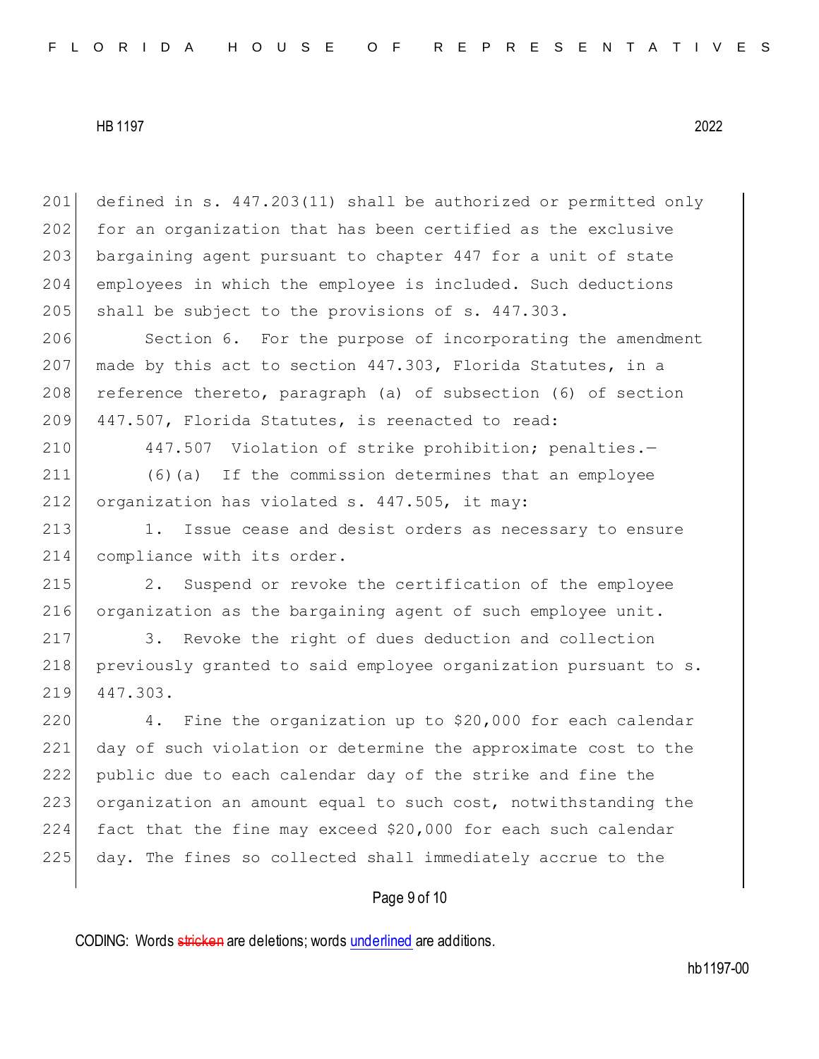defined in s. 447.203(11) shall be authorized or permitted only for an organization that has been certified as the exclusive bargaining agent pursuant to chapter 447 for a unit of state employees in which the employee is included. Such deductions shall be subject to the provisions of s. 447.303.

Section 6. For the purpose of incorporating the amendment made by this act to section 447.303, Florida Statutes, in a reference thereto, paragraph (a) of subsection (6) of section 447.507, Florida Statutes, is reenacted to read:

447.507 Violation of strike prohibition; penalties.—

(6)(a) If the commission determines that an employee organization has violated s. 447.505, it may:

1. Issue cease and desist orders as necessary to ensure compliance with its order.

2. Suspend or revoke the certification of the employee organization as the bargaining agent of such employee unit.

3. Revoke the right of dues deduction and collection previously granted to said employee organization pursuant to s. 447.303.

4. Fine the organization up to $20,000 for each calendar day of such violation or determine the approximate cost to the public due to each calendar day of the strike and fine the organization an amount equal to such cost, notwithstanding the fact that the fine may exceed $20,000 for each such calendar day. The fines so collected shall immediately accrue to the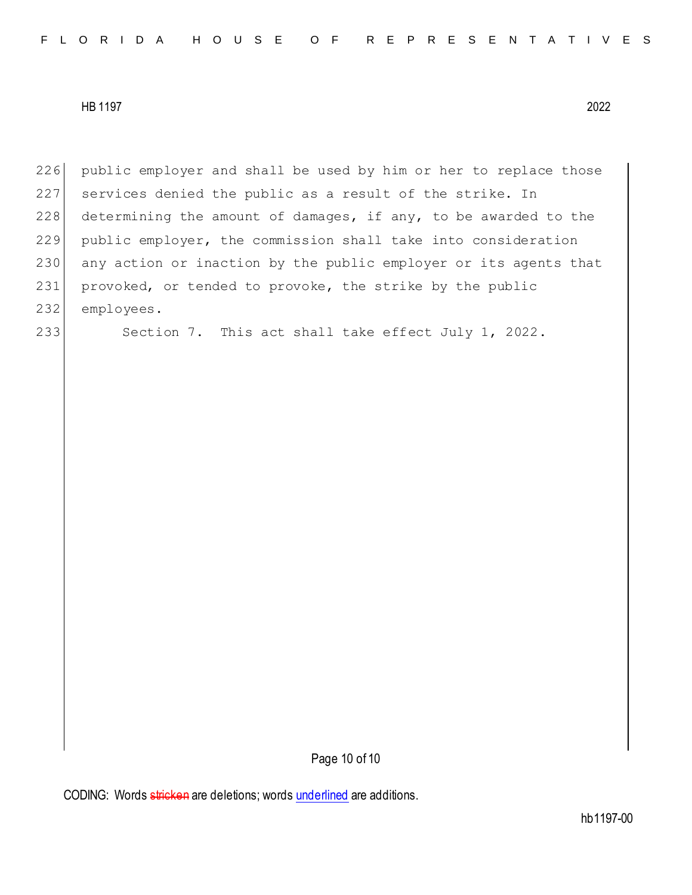public employer and shall be used by him or her to replace those services denied the public as a result of the strike. In determining the amount of damages, if any, to be awarded to the public employer, the commission shall take into consideration any action or inaction by the public employer or its agents that provoked, or tended to provoke, the strike by the public employees.

Section 7. This act shall take effect July 1, 2022.